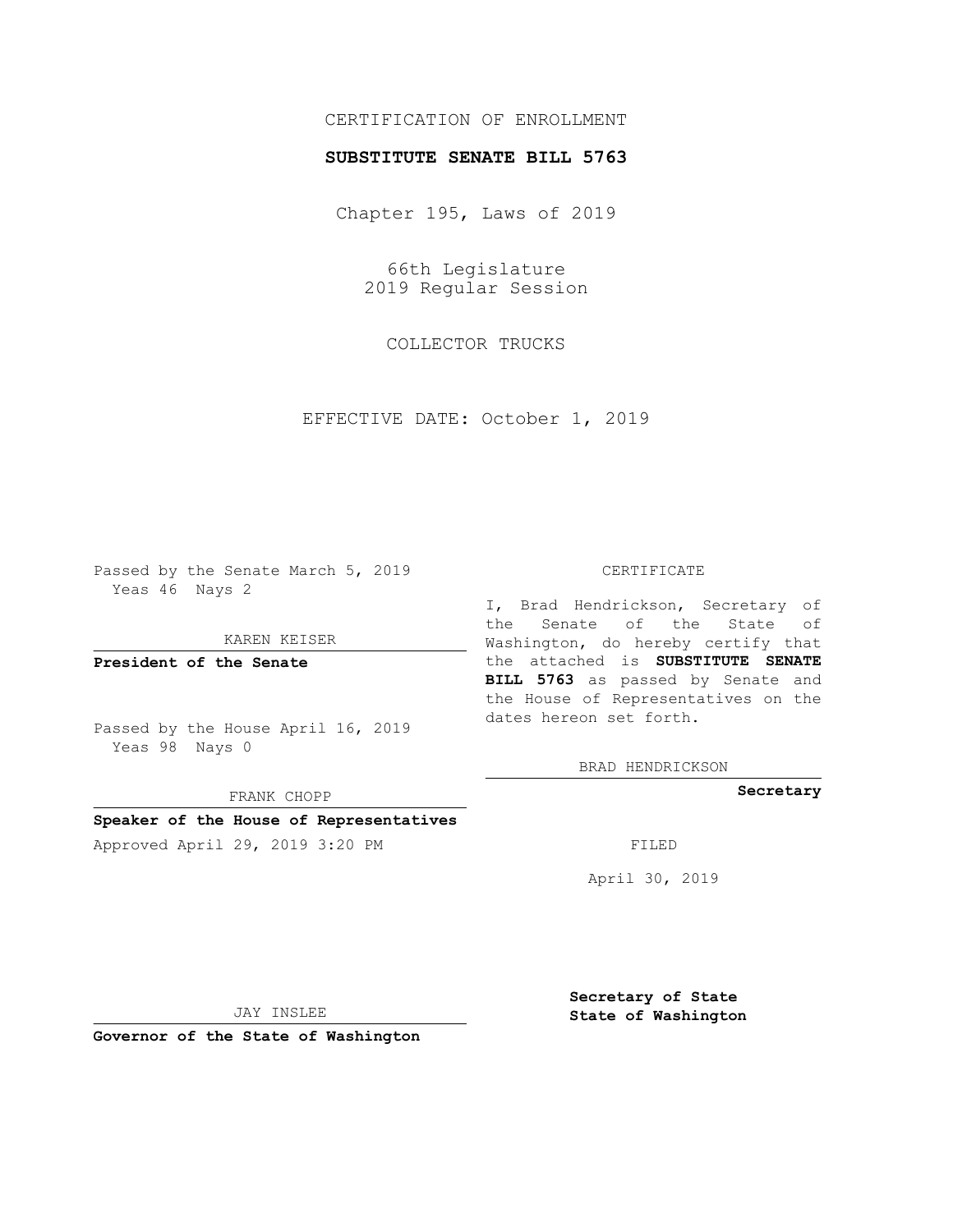CERTIFICATION OF ENROLLMENT

**SUBSTITUTE SENATE BILL 5763**

Chapter 195, Laws of 2019

66th Legislature
2019 Regular Session

COLLECTOR TRUCKS

EFFECTIVE DATE: October 1, 2019

Passed by the Senate March 5, 2019
Yeas 46 Nays 2

KAREN KEISER

**President of the Senate**

Passed by the House April 16, 2019
Yeas 98 Nays 0

FRANK CHOPP

**Speaker of the House of Representatives**

Approved April 29, 2019 3:20 PM

JAY INSLEE

**Governor of the State of Washington**

CERTIFICATE

I, Brad Hendrickson, Secretary of the Senate of the State of Washington, do hereby certify that the attached is **SUBSTITUTE SENATE BILL 5763** as passed by Senate and the House of Representatives on the dates hereon set forth.

BRAD HENDRICKSON

**Secretary**

FILED

April 30, 2019

**Secretary of State**
**State of Washington**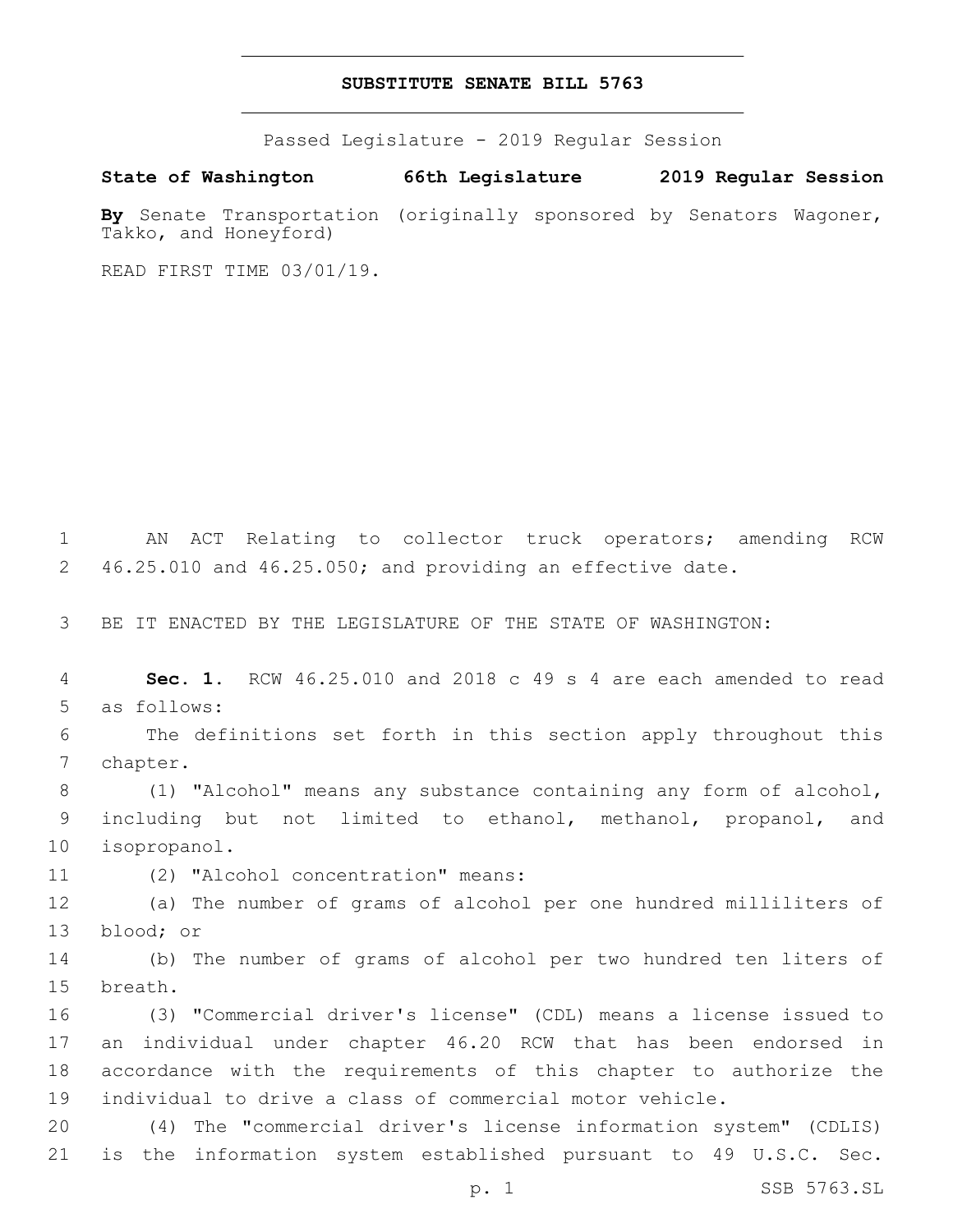# SUBSTITUTE SENATE BILL 5763

Passed Legislature - 2019 Regular Session

**State of Washington 66th Legislature 2019 Regular Session**

**By** Senate Transportation (originally sponsored by Senators Wagoner, Takko, and Honeyford)

READ FIRST TIME 03/01/19.

AN ACT Relating to collector truck operators; amending RCW 46.25.010 and 46.25.050; and providing an effective date.

BE IT ENACTED BY THE LEGISLATURE OF THE STATE OF WASHINGTON:

**Sec. 1.** RCW 46.25.010 and 2018 c 49 s 4 are each amended to read as follows:

The definitions set forth in this section apply throughout this chapter.

(1) "Alcohol" means any substance containing any form of alcohol, including but not limited to ethanol, methanol, propanol, and isopropanol.

(2) "Alcohol concentration" means:

(a) The number of grams of alcohol per one hundred milliliters of blood; or

(b) The number of grams of alcohol per two hundred ten liters of breath.

(3) "Commercial driver's license" (CDL) means a license issued to an individual under chapter 46.20 RCW that has been endorsed in accordance with the requirements of this chapter to authorize the individual to drive a class of commercial motor vehicle.

(4) The "commercial driver's license information system" (CDLIS) is the information system established pursuant to 49 U.S.C. Sec.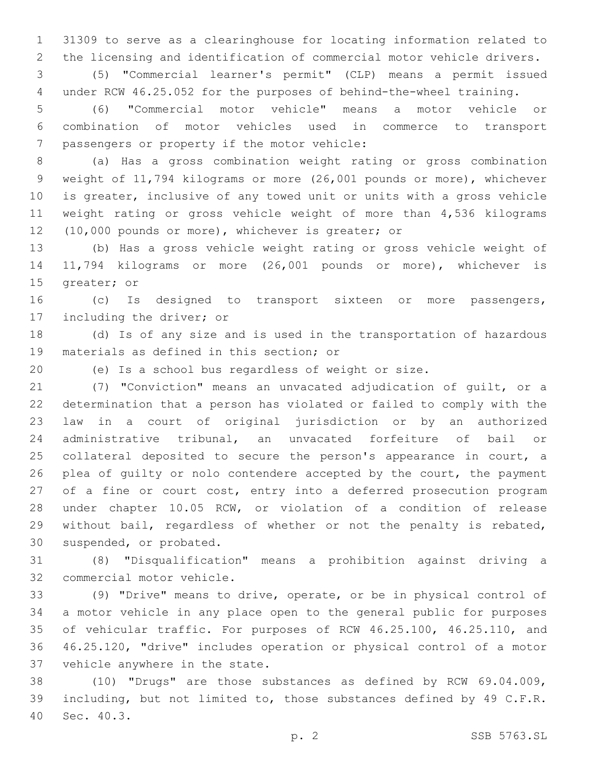31309 to serve as a clearinghouse for locating information related to the licensing and identification of commercial motor vehicle drivers.

(5) "Commercial learner's permit" (CLP) means a permit issued under RCW 46.25.052 for the purposes of behind-the-wheel training.

(6) "Commercial motor vehicle" means a motor vehicle or combination of motor vehicles used in commerce to transport passengers or property if the motor vehicle:

(a) Has a gross combination weight rating or gross combination weight of 11,794 kilograms or more (26,001 pounds or more), whichever is greater, inclusive of any towed unit or units with a gross vehicle weight rating or gross vehicle weight of more than 4,536 kilograms (10,000 pounds or more), whichever is greater; or

(b) Has a gross vehicle weight rating or gross vehicle weight of 11,794 kilograms or more (26,001 pounds or more), whichever is greater; or

(c) Is designed to transport sixteen or more passengers, including the driver; or

(d) Is of any size and is used in the transportation of hazardous materials as defined in this section; or

(e) Is a school bus regardless of weight or size.

(7) "Conviction" means an unvacated adjudication of guilt, or a determination that a person has violated or failed to comply with the law in a court of original jurisdiction or by an authorized administrative tribunal, an unvacated forfeiture of bail or collateral deposited to secure the person's appearance in court, a plea of guilty or nolo contendere accepted by the court, the payment of a fine or court cost, entry into a deferred prosecution program under chapter 10.05 RCW, or violation of a condition of release without bail, regardless of whether or not the penalty is rebated, suspended, or probated.

(8) "Disqualification" means a prohibition against driving a commercial motor vehicle.

(9) "Drive" means to drive, operate, or be in physical control of a motor vehicle in any place open to the general public for purposes of vehicular traffic. For purposes of RCW 46.25.100, 46.25.110, and 46.25.120, "drive" includes operation or physical control of a motor vehicle anywhere in the state.

(10) "Drugs" are those substances as defined by RCW 69.04.009, including, but not limited to, those substances defined by 49 C.F.R. Sec. 40.3.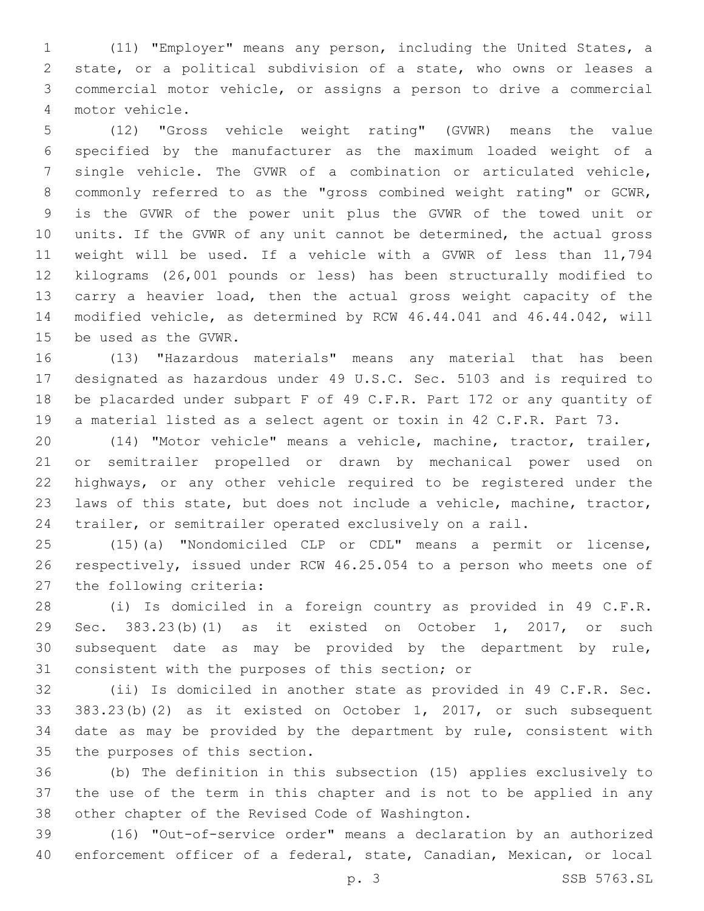(11) "Employer" means any person, including the United States, a state, or a political subdivision of a state, who owns or leases a commercial motor vehicle, or assigns a person to drive a commercial motor vehicle.

(12) "Gross vehicle weight rating" (GVWR) means the value specified by the manufacturer as the maximum loaded weight of a single vehicle. The GVWR of a combination or articulated vehicle, commonly referred to as the "gross combined weight rating" or GCWR, is the GVWR of the power unit plus the GVWR of the towed unit or units. If the GVWR of any unit cannot be determined, the actual gross weight will be used. If a vehicle with a GVWR of less than 11,794 kilograms (26,001 pounds or less) has been structurally modified to carry a heavier load, then the actual gross weight capacity of the modified vehicle, as determined by RCW 46.44.041 and 46.44.042, will be used as the GVWR.

(13) "Hazardous materials" means any material that has been designated as hazardous under 49 U.S.C. Sec. 5103 and is required to be placarded under subpart F of 49 C.F.R. Part 172 or any quantity of a material listed as a select agent or toxin in 42 C.F.R. Part 73.

(14) "Motor vehicle" means a vehicle, machine, tractor, trailer, or semitrailer propelled or drawn by mechanical power used on highways, or any other vehicle required to be registered under the laws of this state, but does not include a vehicle, machine, tractor, trailer, or semitrailer operated exclusively on a rail.

(15)(a) "Nondomiciled CLP or CDL" means a permit or license, respectively, issued under RCW 46.25.054 to a person who meets one of the following criteria:

(i) Is domiciled in a foreign country as provided in 49 C.F.R. Sec. 383.23(b)(1) as it existed on October 1, 2017, or such subsequent date as may be provided by the department by rule, consistent with the purposes of this section; or

(ii) Is domiciled in another state as provided in 49 C.F.R. Sec. 383.23(b)(2) as it existed on October 1, 2017, or such subsequent date as may be provided by the department by rule, consistent with the purposes of this section.

(b) The definition in this subsection (15) applies exclusively to the use of the term in this chapter and is not to be applied in any other chapter of the Revised Code of Washington.

(16) "Out-of-service order" means a declaration by an authorized enforcement officer of a federal, state, Canadian, Mexican, or local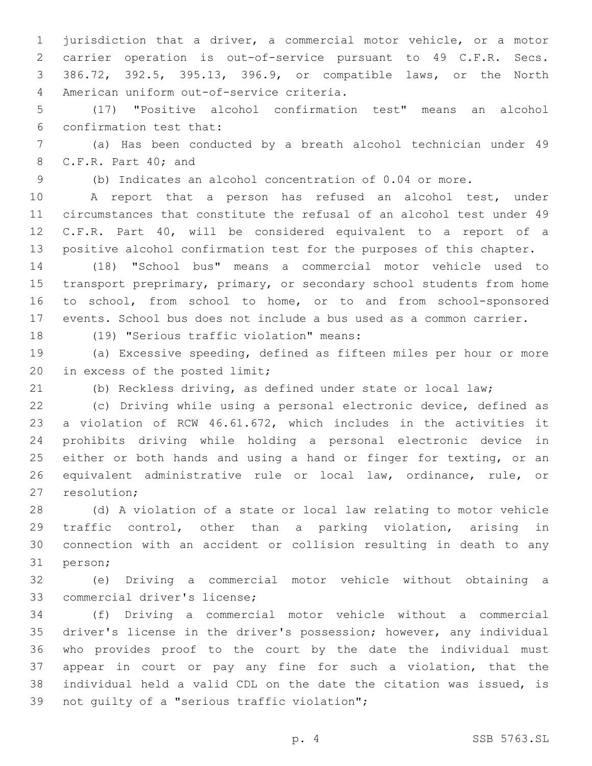jurisdiction that a driver, a commercial motor vehicle, or a motor carrier operation is out-of-service pursuant to 49 C.F.R. Secs. 386.72, 392.5, 395.13, 396.9, or compatible laws, or the North American uniform out-of-service criteria.

(17) "Positive alcohol confirmation test" means an alcohol confirmation test that:

(a) Has been conducted by a breath alcohol technician under 49 C.F.R. Part 40; and

(b) Indicates an alcohol concentration of 0.04 or more.

A report that a person has refused an alcohol test, under circumstances that constitute the refusal of an alcohol test under 49 C.F.R. Part 40, will be considered equivalent to a report of a positive alcohol confirmation test for the purposes of this chapter.

(18) "School bus" means a commercial motor vehicle used to transport preprimary, primary, or secondary school students from home to school, from school to home, or to and from school-sponsored events. School bus does not include a bus used as a common carrier.

(19) "Serious traffic violation" means:

(a) Excessive speeding, defined as fifteen miles per hour or more in excess of the posted limit;

(b) Reckless driving, as defined under state or local law;

(c) Driving while using a personal electronic device, defined as a violation of RCW 46.61.672, which includes in the activities it prohibits driving while holding a personal electronic device in either or both hands and using a hand or finger for texting, or an equivalent administrative rule or local law, ordinance, rule, or resolution;

(d) A violation of a state or local law relating to motor vehicle traffic control, other than a parking violation, arising in connection with an accident or collision resulting in death to any person;

(e) Driving a commercial motor vehicle without obtaining a commercial driver's license;

(f) Driving a commercial motor vehicle without a commercial driver's license in the driver's possession; however, any individual who provides proof to the court by the date the individual must appear in court or pay any fine for such a violation, that the individual held a valid CDL on the date the citation was issued, is not guilty of a "serious traffic violation";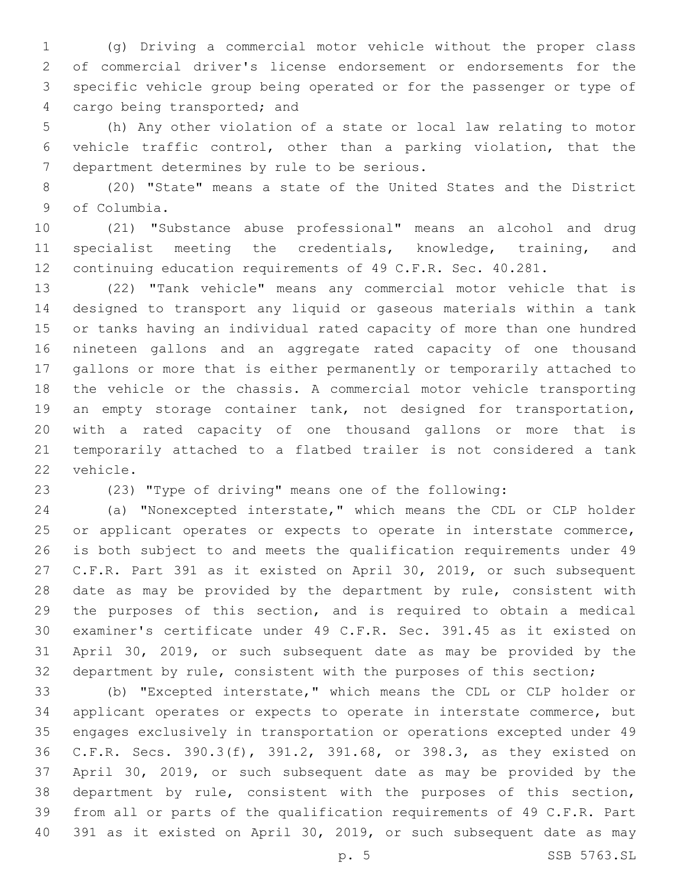(g) Driving a commercial motor vehicle without the proper class of commercial driver's license endorsement or endorsements for the specific vehicle group being operated or for the passenger or type of cargo being transported; and

(h) Any other violation of a state or local law relating to motor vehicle traffic control, other than a parking violation, that the department determines by rule to be serious.

(20) "State" means a state of the United States and the District of Columbia.

(21) "Substance abuse professional" means an alcohol and drug specialist meeting the credentials, knowledge, training, and continuing education requirements of 49 C.F.R. Sec. 40.281.

(22) "Tank vehicle" means any commercial motor vehicle that is designed to transport any liquid or gaseous materials within a tank or tanks having an individual rated capacity of more than one hundred nineteen gallons and an aggregate rated capacity of one thousand gallons or more that is either permanently or temporarily attached to the vehicle or the chassis. A commercial motor vehicle transporting an empty storage container tank, not designed for transportation, with a rated capacity of one thousand gallons or more that is temporarily attached to a flatbed trailer is not considered a tank vehicle.

(23) "Type of driving" means one of the following:

(a) "Nonexcepted interstate," which means the CDL or CLP holder or applicant operates or expects to operate in interstate commerce, is both subject to and meets the qualification requirements under 49 C.F.R. Part 391 as it existed on April 30, 2019, or such subsequent date as may be provided by the department by rule, consistent with the purposes of this section, and is required to obtain a medical examiner's certificate under 49 C.F.R. Sec. 391.45 as it existed on April 30, 2019, or such subsequent date as may be provided by the department by rule, consistent with the purposes of this section;

(b) "Excepted interstate," which means the CDL or CLP holder or applicant operates or expects to operate in interstate commerce, but engages exclusively in transportation or operations excepted under 49 C.F.R. Secs. 390.3(f), 391.2, 391.68, or 398.3, as they existed on April 30, 2019, or such subsequent date as may be provided by the department by rule, consistent with the purposes of this section, from all or parts of the qualification requirements of 49 C.F.R. Part 391 as it existed on April 30, 2019, or such subsequent date as may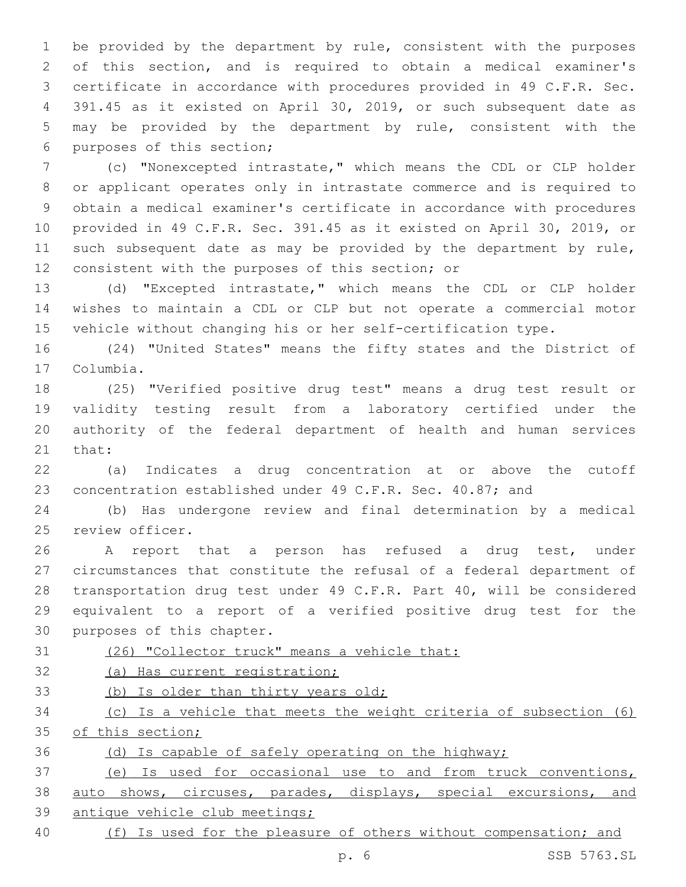be provided by the department by rule, consistent with the purposes of this section, and is required to obtain a medical examiner's certificate in accordance with procedures provided in 49 C.F.R. Sec. 391.45 as it existed on April 30, 2019, or such subsequent date as may be provided by the department by rule, consistent with the purposes of this section;

(c) "Nonexcepted intrastate," which means the CDL or CLP holder or applicant operates only in intrastate commerce and is required to obtain a medical examiner's certificate in accordance with procedures provided in 49 C.F.R. Sec. 391.45 as it existed on April 30, 2019, or such subsequent date as may be provided by the department by rule, consistent with the purposes of this section; or

(d) "Excepted intrastate," which means the CDL or CLP holder wishes to maintain a CDL or CLP but not operate a commercial motor vehicle without changing his or her self-certification type.

(24) "United States" means the fifty states and the District of Columbia.

(25) "Verified positive drug test" means a drug test result or validity testing result from a laboratory certified under the authority of the federal department of health and human services that:

(a) Indicates a drug concentration at or above the cutoff concentration established under 49 C.F.R. Sec. 40.87; and

(b) Has undergone review and final determination by a medical review officer.

A report that a person has refused a drug test, under circumstances that constitute the refusal of a federal department of transportation drug test under 49 C.F.R. Part 40, will be considered equivalent to a report of a verified positive drug test for the purposes of this chapter.

<u>(26) "Collector truck" means a vehicle that:</u>

<u>(a) Has current registration;</u>

<u>(b) Is older than thirty years old;</u>

<u>(c) Is a vehicle that meets the weight criteria of subsection (6) of this section;</u>

<u>(d) Is capable of safely operating on the highway;</u>

<u>(e) Is used for occasional use to and from truck conventions, auto shows, circuses, parades, displays, special excursions, and antique vehicle club meetings;</u>

<u>(f) Is used for the pleasure of others without compensation; and</u>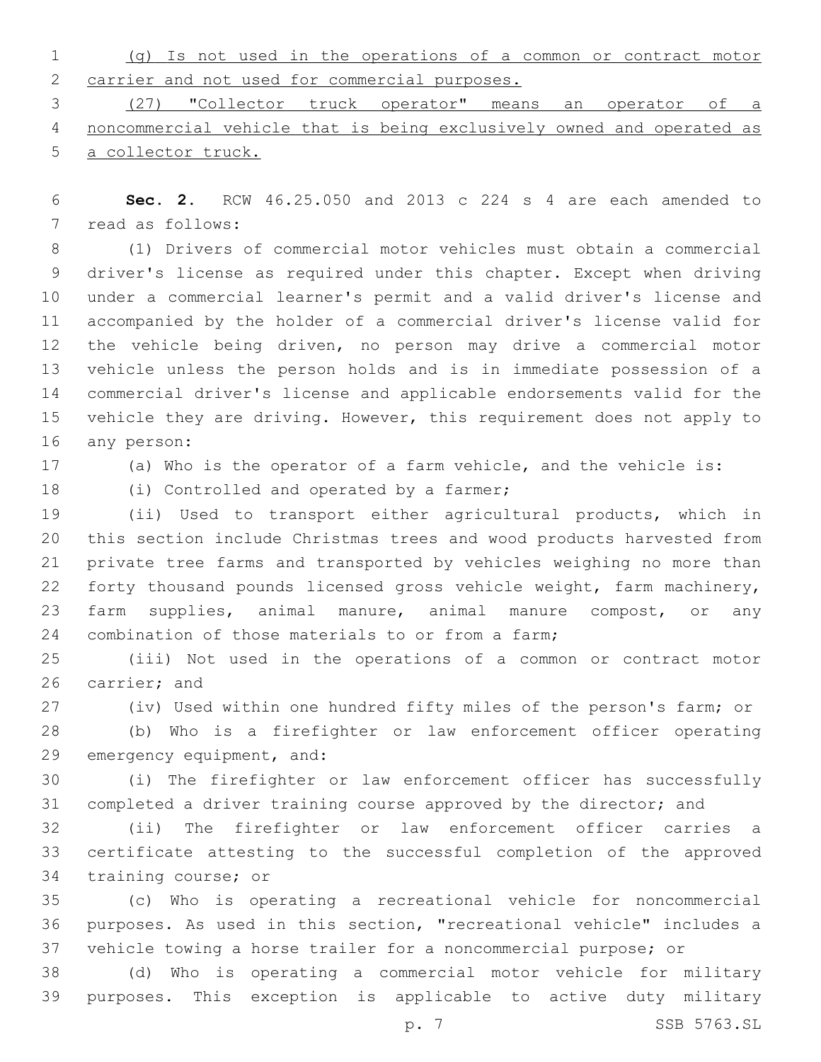(g) Is not used in the operations of a common or contract motor carrier and not used for commercial purposes.

(27) "Collector truck operator" means an operator of a noncommercial vehicle that is being exclusively owned and operated as a collector truck.

**Sec. 2.** RCW 46.25.050 and 2013 c 224 s 4 are each amended to read as follows:

(1) Drivers of commercial motor vehicles must obtain a commercial driver's license as required under this chapter. Except when driving under a commercial learner's permit and a valid driver's license and accompanied by the holder of a commercial driver's license valid for the vehicle being driven, no person may drive a commercial motor vehicle unless the person holds and is in immediate possession of a commercial driver's license and applicable endorsements valid for the vehicle they are driving. However, this requirement does not apply to any person:

(a) Who is the operator of a farm vehicle, and the vehicle is:

(i) Controlled and operated by a farmer;

(ii) Used to transport either agricultural products, which in this section include Christmas trees and wood products harvested from private tree farms and transported by vehicles weighing no more than forty thousand pounds licensed gross vehicle weight, farm machinery, farm supplies, animal manure, animal manure compost, or any combination of those materials to or from a farm;

(iii) Not used in the operations of a common or contract motor carrier; and

(iv) Used within one hundred fifty miles of the person's farm; or

(b) Who is a firefighter or law enforcement officer operating emergency equipment, and:

(i) The firefighter or law enforcement officer has successfully completed a driver training course approved by the director; and

(ii) The firefighter or law enforcement officer carries a certificate attesting to the successful completion of the approved training course; or

(c) Who is operating a recreational vehicle for noncommercial purposes. As used in this section, "recreational vehicle" includes a vehicle towing a horse trailer for a noncommercial purpose; or

(d) Who is operating a commercial motor vehicle for military purposes. This exception is applicable to active duty military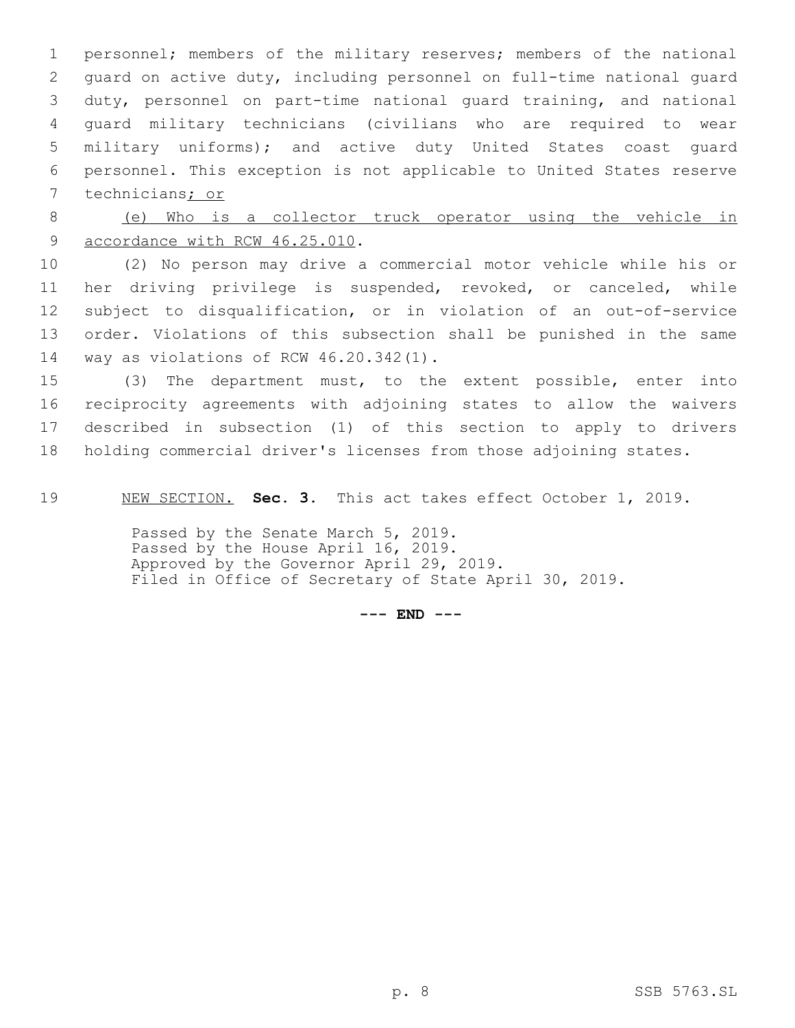personnel; members of the military reserves; members of the national guard on active duty, including personnel on full-time national guard duty, personnel on part-time national guard training, and national guard military technicians (civilians who are required to wear military uniforms); and active duty United States coast guard personnel. This exception is not applicable to United States reserve technicians; or

(e) Who is a collector truck operator using the vehicle in accordance with RCW 46.25.010.

(2) No person may drive a commercial motor vehicle while his or her driving privilege is suspended, revoked, or canceled, while subject to disqualification, or in violation of an out-of-service order. Violations of this subsection shall be punished in the same way as violations of RCW 46.20.342(1).

(3) The department must, to the extent possible, enter into reciprocity agreements with adjoining states to allow the waivers described in subsection (1) of this section to apply to drivers holding commercial driver's licenses from those adjoining states.

NEW SECTION. **Sec. 3.** This act takes effect October 1, 2019.

Passed by the Senate March 5, 2019.
Passed by the House April 16, 2019.
Approved by the Governor April 29, 2019.
Filed in Office of Secretary of State April 30, 2019.

**--- END ---**